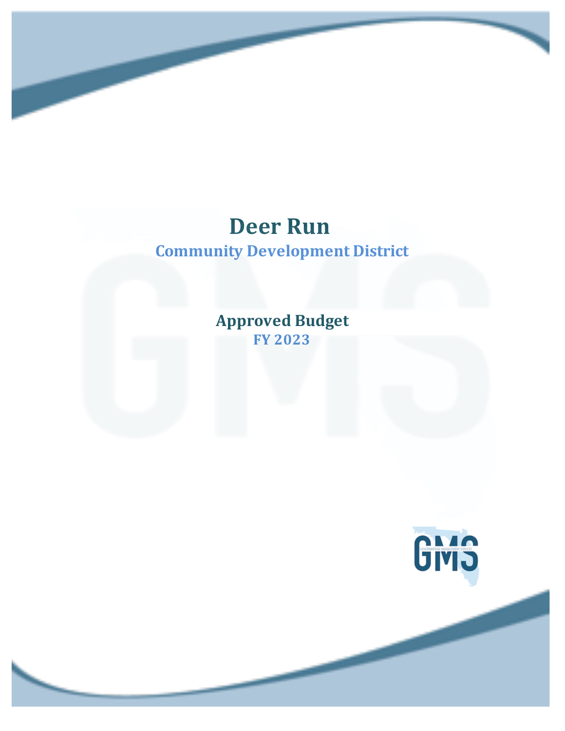# Deer Run

## Community Development District

## Approved Budget

### FY 2023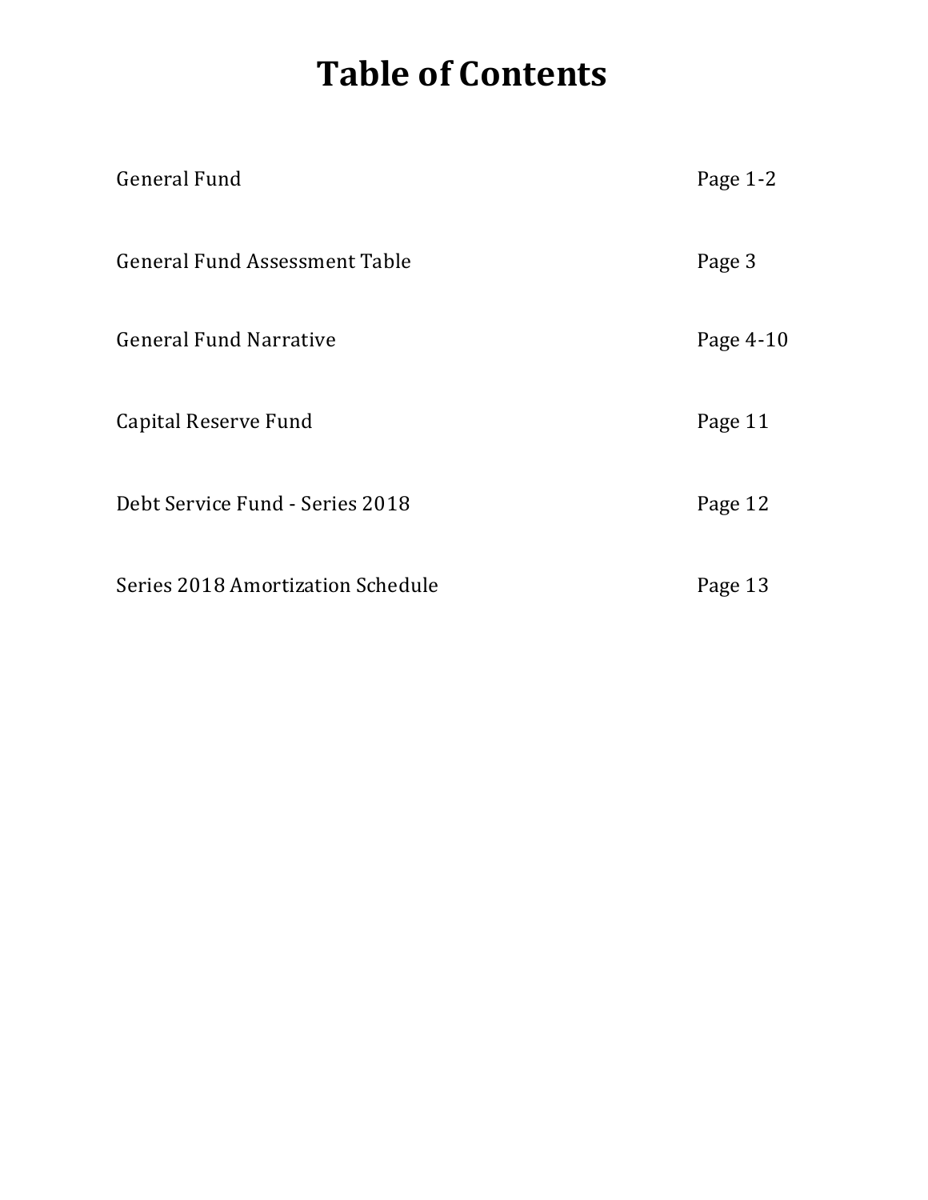# Table of Contents

| | |
|---|---|
| General Fund | Page 1-2 |
| General Fund Assessment Table | Page 3 |
| General Fund Narrative | Page 4-10 |
| Capital Reserve Fund | Page 11 |
| Debt Service Fund - Series 2018 | Page 12 |
| Series 2018 Amortization Schedule | Page 13 |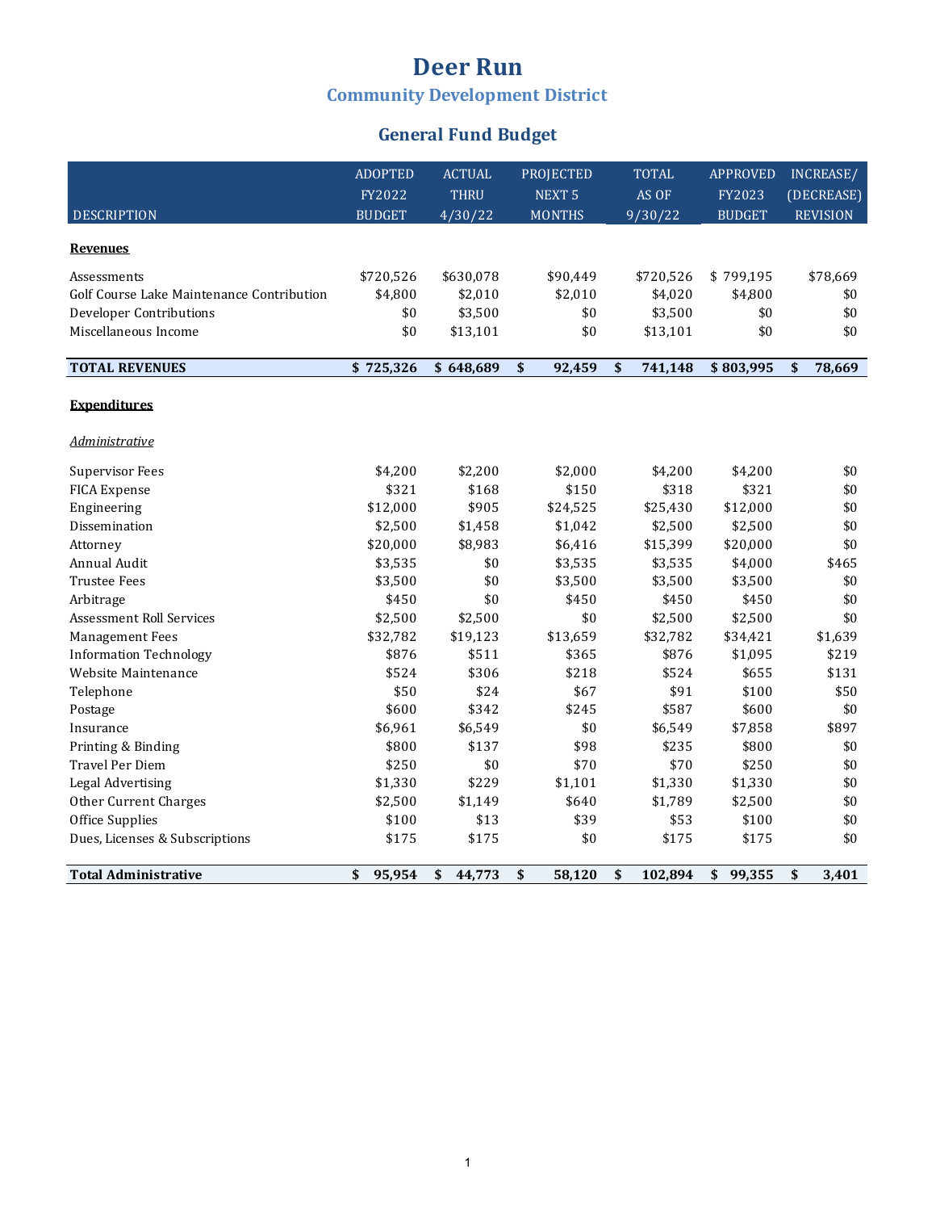# Deer Run

## Community Development District

### General Fund Budget

| DESCRIPTION | ADOPTED FY2022 BUDGET | ACTUAL THRU 4/30/22 | PROJECTED NEXT 5 MONTHS | TOTAL AS OF 9/30/22 | APPROVED FY2023 BUDGET | INCREASE/ (DECREASE) REVISION |
|---|---|---|---|---|---|---|
| **Revenues** | | | | | | |
| Assessments | $720,526 | $630,078 | $90,449 | $720,526 | $ 799,195 | $78,669 |
| Golf Course Lake Maintenance Contribution | $4,800 | $2,010 | $2,010 | $4,020 | $4,800 | $0 |
| Developer Contributions | $0 | $3,500 | $0 | $3,500 | $0 | $0 |
| Miscellaneous Income | $0 | $13,101 | $0 | $13,101 | $0 | $0 |
| **TOTAL REVENUES** | **$ 725,326** | **$ 648,689** | **$ 92,459** | **$ 741,148** | **$ 803,995** | **$ 78,669** |
| **Expenditures** | | | | | | |
| *Administrative* | | | | | | |
| Supervisor Fees | $4,200 | $2,200 | $2,000 | $4,200 | $4,200 | $0 |
| FICA Expense | $321 | $168 | $150 | $318 | $321 | $0 |
| Engineering | $12,000 | $905 | $24,525 | $25,430 | $12,000 | $0 |
| Dissemination | $2,500 | $1,458 | $1,042 | $2,500 | $2,500 | $0 |
| Attorney | $20,000 | $8,983 | $6,416 | $15,399 | $20,000 | $0 |
| Annual Audit | $3,535 | $0 | $3,535 | $3,535 | $4,000 | $465 |
| Trustee Fees | $3,500 | $0 | $3,500 | $3,500 | $3,500 | $0 |
| Arbitrage | $450 | $0 | $450 | $450 | $450 | $0 |
| Assessment Roll Services | $2,500 | $2,500 | $0 | $2,500 | $2,500 | $0 |
| Management Fees | $32,782 | $19,123 | $13,659 | $32,782 | $34,421 | $1,639 |
| Information Technology | $876 | $511 | $365 | $876 | $1,095 | $219 |
| Website Maintenance | $524 | $306 | $218 | $524 | $655 | $131 |
| Telephone | $50 | $24 | $67 | $91 | $100 | $50 |
| Postage | $600 | $342 | $245 | $587 | $600 | $0 |
| Insurance | $6,961 | $6,549 | $0 | $6,549 | $7,858 | $897 |
| Printing & Binding | $800 | $137 | $98 | $235 | $800 | $0 |
| Travel Per Diem | $250 | $0 | $70 | $70 | $250 | $0 |
| Legal Advertising | $1,330 | $229 | $1,101 | $1,330 | $1,330 | $0 |
| Other Current Charges | $2,500 | $1,149 | $640 | $1,789 | $2,500 | $0 |
| Office Supplies | $100 | $13 | $39 | $53 | $100 | $0 |
| Dues, Licenses & Subscriptions | $175 | $175 | $0 | $175 | $175 | $0 |
| **Total Administrative** | **$ 95,954** | **$ 44,773** | **$ 58,120** | **$ 102,894** | **$ 99,355** | **$ 3,401** |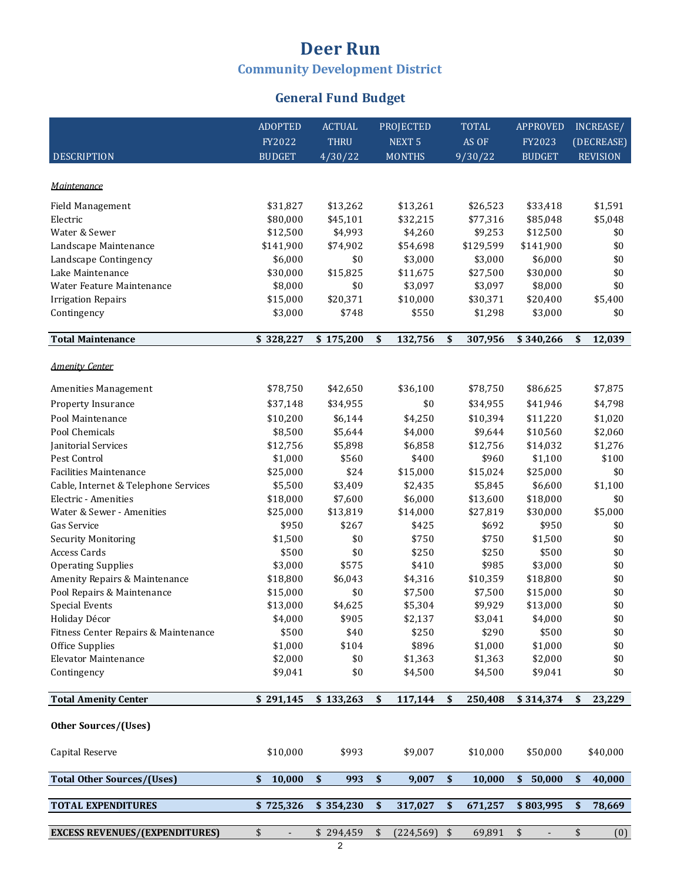# Deer Run

## Community Development District

### General Fund Budget

| DESCRIPTION | ADOPTED FY2022 BUDGET | ACTUAL THRU 4/30/22 | PROJECTED NEXT 5 MONTHS | TOTAL AS OF 9/30/22 | APPROVED FY2023 BUDGET | INCREASE/ (DECREASE) REVISION |
|---|---|---|---|---|---|---|
| *Maintenance* | | | | | | |
| Field Management | $31,827 | $13,262 | $13,261 | $26,523 | $33,418 | $1,591 |
| Electric | $80,000 | $45,101 | $32,215 | $77,316 | $85,048 | $5,048 |
| Water & Sewer | $12,500 | $4,993 | $4,260 | $9,253 | $12,500 | $0 |
| Landscape Maintenance | $141,900 | $74,902 | $54,698 | $129,599 | $141,900 | $0 |
| Landscape Contingency | $6,000 | $0 | $3,000 | $3,000 | $6,000 | $0 |
| Lake Maintenance | $30,000 | $15,825 | $11,675 | $27,500 | $30,000 | $0 |
| Water Feature Maintenance | $8,000 | $0 | $3,097 | $3,097 | $8,000 | $0 |
| Irrigation Repairs | $15,000 | $20,371 | $10,000 | $30,371 | $20,400 | $5,400 |
| Contingency | $3,000 | $748 | $550 | $1,298 | $3,000 | $0 |
| **Total Maintenance** | **$ 328,227** | **$ 175,200** | **$ 132,756** | **$ 307,956** | **$ 340,266** | **$ 12,039** |
| *Amenity Center* | | | | | | |
| Amenities Management | $78,750 | $42,650 | $36,100 | $78,750 | $86,625 | $7,875 |
| Property Insurance | $37,148 | $34,955 | $0 | $34,955 | $41,946 | $4,798 |
| Pool Maintenance | $10,200 | $6,144 | $4,250 | $10,394 | $11,220 | $1,020 |
| Pool Chemicals | $8,500 | $5,644 | $4,000 | $9,644 | $10,560 | $2,060 |
| Janitorial Services | $12,756 | $5,898 | $6,858 | $12,756 | $14,032 | $1,276 |
| Pest Control | $1,000 | $560 | $400 | $960 | $1,100 | $100 |
| Facilities Maintenance | $25,000 | $24 | $15,000 | $15,024 | $25,000 | $0 |
| Cable, Internet & Telephone Services | $5,500 | $3,409 | $2,435 | $5,845 | $6,600 | $1,100 |
| Electric - Amenities | $18,000 | $7,600 | $6,000 | $13,600 | $18,000 | $0 |
| Water & Sewer - Amenities | $25,000 | $13,819 | $14,000 | $27,819 | $30,000 | $5,000 |
| Gas Service | $950 | $267 | $425 | $692 | $950 | $0 |
| Security Monitoring | $1,500 | $0 | $750 | $750 | $1,500 | $0 |
| Access Cards | $500 | $0 | $250 | $250 | $500 | $0 |
| Operating Supplies | $3,000 | $575 | $410 | $985 | $3,000 | $0 |
| Amenity Repairs & Maintenance | $18,800 | $6,043 | $4,316 | $10,359 | $18,800 | $0 |
| Pool Repairs & Maintenance | $15,000 | $0 | $7,500 | $7,500 | $15,000 | $0 |
| Special Events | $13,000 | $4,625 | $5,304 | $9,929 | $13,000 | $0 |
| Holiday Décor | $4,000 | $905 | $2,137 | $3,041 | $4,000 | $0 |
| Fitness Center Repairs & Maintenance | $500 | $40 | $250 | $290 | $500 | $0 |
| Office Supplies | $1,000 | $104 | $896 | $1,000 | $1,000 | $0 |
| Elevator Maintenance | $2,000 | $0 | $1,363 | $1,363 | $2,000 | $0 |
| Contingency | $9,041 | $0 | $4,500 | $4,500 | $9,041 | $0 |
| **Total Amenity Center** | **$ 291,145** | **$ 133,263** | **$ 117,144** | **$ 250,408** | **$ 314,374** | **$ 23,229** |
| **Other Sources/(Uses)** | | | | | | |
| Capital Reserve | $10,000 | $993 | $9,007 | $10,000 | $50,000 | $40,000 |
| **Total Other Sources/(Uses)** | **$ 10,000** | **$ 993** | **$ 9,007** | **$ 10,000** | **$ 50,000** | **$ 40,000** |
| **TOTAL EXPENDITURES** | **$ 725,326** | **$ 354,230** | **$ 317,027** | **$ 671,257** | **$ 803,995** | **$ 78,669** |
| **EXCESS REVENUES/(EXPENDITURES)** | $ - | $ 294,459 | $ (224,569) | $ 69,891 | $ - | $ (0) |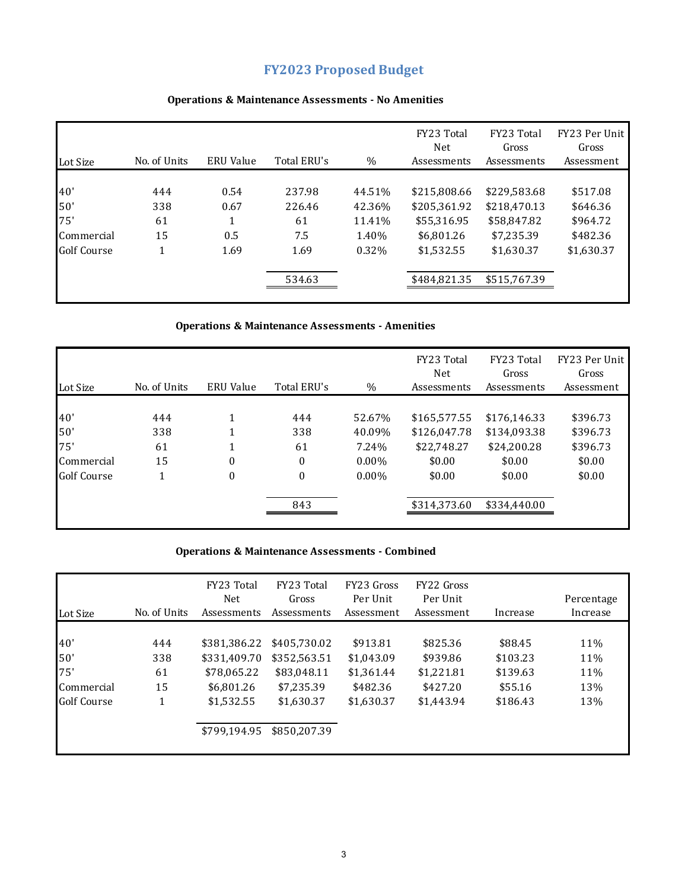# FY2023 Proposed Budget

### Operations & Maintenance Assessments - No Amenities

| Lot Size | No. of Units | ERU Value | Total ERU's | % | FY23 Total Net Assessments | FY23 Total Gross Assessments | FY23 Per Unit Gross Assessment |
|---|---|---|---|---|---|---|---|
| 40' | 444 | 0.54 | 237.98 | 44.51% | $215,808.66 | $229,583.68 | $517.08 |
| 50' | 338 | 0.67 | 226.46 | 42.36% | $205,361.92 | $218,470.13 | $646.36 |
| 75' | 61 | 1 | 61 | 11.41% | $55,316.95 | $58,847.82 | $964.72 |
| Commercial | 15 | 0.5 | 7.5 | 1.40% | $6,801.26 | $7,235.39 | $482.36 |
| Golf Course | 1 | 1.69 | 1.69 | 0.32% | $1,532.55 | $1,630.37 | $1,630.37 |
| | | | 534.63 | | $484,821.35 | $515,767.39 | |

### Operations & Maintenance Assessments - Amenities

| Lot Size | No. of Units | ERU Value | Total ERU's | % | FY23 Total Net Assessments | FY23 Total Gross Assessments | FY23 Per Unit Gross Assessment |
|---|---|---|---|---|---|---|---|
| 40' | 444 | 1 | 444 | 52.67% | $165,577.55 | $176,146.33 | $396.73 |
| 50' | 338 | 1 | 338 | 40.09% | $126,047.78 | $134,093.38 | $396.73 |
| 75' | 61 | 1 | 61 | 7.24% | $22,748.27 | $24,200.28 | $396.73 |
| Commercial | 15 | 0 | 0 | 0.00% | $0.00 | $0.00 | $0.00 |
| Golf Course | 1 | 0 | 0 | 0.00% | $0.00 | $0.00 | $0.00 |
| | | | 843 | | $314,373.60 | $334,440.00 | |

### Operations & Maintenance Assessments - Combined

| Lot Size | No. of Units | FY23 Total Net Assessments | FY23 Total Gross Assessments | FY23 Gross Per Unit Assessment | FY22 Gross Per Unit Assessment | Increase | Percentage Increase |
|---|---|---|---|---|---|---|---|
| 40' | 444 | $381,386.22 | $405,730.02 | $913.81 | $825.36 | $88.45 | 11% |
| 50' | 338 | $331,409.70 | $352,563.51 | $1,043.09 | $939.86 | $103.23 | 11% |
| 75' | 61 | $78,065.22 | $83,048.11 | $1,361.44 | $1,221.81 | $139.63 | 11% |
| Commercial | 15 | $6,801.26 | $7,235.39 | $482.36 | $427.20 | $55.16 | 13% |
| Golf Course | 1 | $1,532.55 | $1,630.37 | $1,630.37 | $1,443.94 | $186.43 | 13% |
| | | $799,194.95 | $850,207.39 | | | | |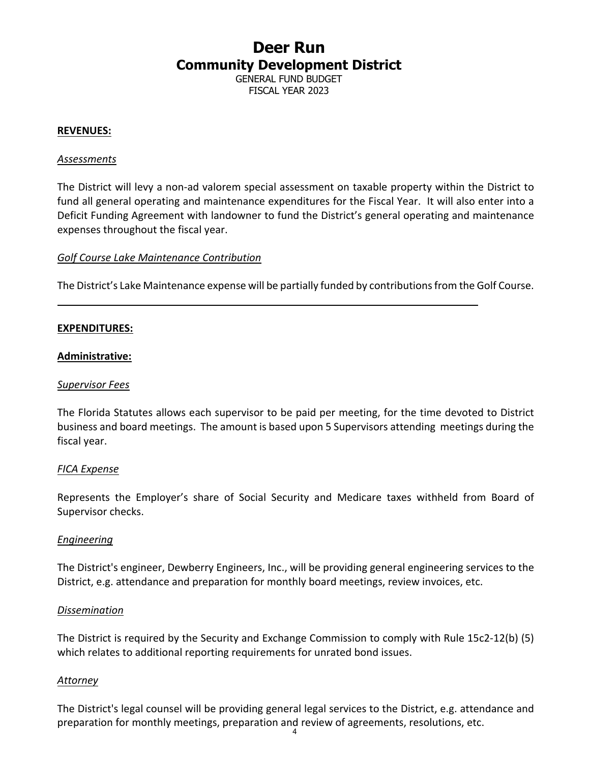# Deer Run
## Community Development District

GENERAL FUND BUDGET
FISCAL YEAR 2023

**REVENUES:**

*Assessments*

The District will levy a non-ad valorem special assessment on taxable property within the District to fund all general operating and maintenance expenditures for the Fiscal Year. It will also enter into a Deficit Funding Agreement with landowner to fund the District's general operating and maintenance expenses throughout the fiscal year.

*Golf Course Lake Maintenance Contribution*

The District's Lake Maintenance expense will be partially funded by contributions from the Golf Course.

---

**EXPENDITURES:**

**Administrative:**

*Supervisor Fees*

The Florida Statutes allows each supervisor to be paid per meeting, for the time devoted to District business and board meetings. The amount is based upon 5 Supervisors attending meetings during the fiscal year.

*FICA Expense*

Represents the Employer's share of Social Security and Medicare taxes withheld from Board of Supervisor checks.

*Engineering*

The District's engineer, Dewberry Engineers, Inc., will be providing general engineering services to the District, e.g. attendance and preparation for monthly board meetings, review invoices, etc.

*Dissemination*

The District is required by the Security and Exchange Commission to comply with Rule 15c2-12(b) (5) which relates to additional reporting requirements for unrated bond issues.

*Attorney*

The District's legal counsel will be providing general legal services to the District, e.g. attendance and preparation for monthly meetings, preparation and review of agreements, resolutions, etc.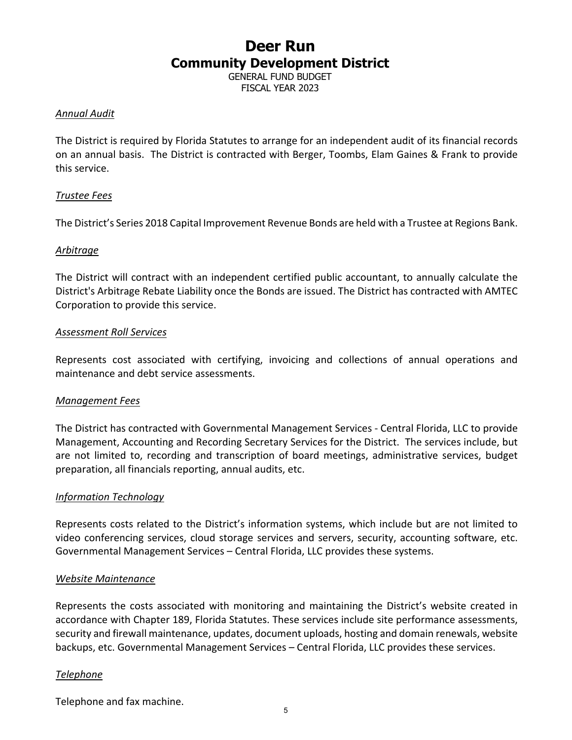# Deer Run
## Community Development District

GENERAL FUND BUDGET
FISCAL YEAR 2023

*<u>Annual Audit</u>*

The District is required by Florida Statutes to arrange for an independent audit of its financial records on an annual basis. The District is contracted with Berger, Toombs, Elam Gaines & Frank to provide this service.

*<u>Trustee Fees</u>*

The District's Series 2018 Capital Improvement Revenue Bonds are held with a Trustee at Regions Bank.

*<u>Arbitrage</u>*

The District will contract with an independent certified public accountant, to annually calculate the District's Arbitrage Rebate Liability once the Bonds are issued. The District has contracted with AMTEC Corporation to provide this service.

*<u>Assessment Roll Services</u>*

Represents cost associated with certifying, invoicing and collections of annual operations and maintenance and debt service assessments.

*<u>Management Fees</u>*

The District has contracted with Governmental Management Services - Central Florida, LLC to provide Management, Accounting and Recording Secretary Services for the District. The services include, but are not limited to, recording and transcription of board meetings, administrative services, budget preparation, all financials reporting, annual audits, etc.

*<u>Information Technology</u>*

Represents costs related to the District's information systems, which include but are not limited to video conferencing services, cloud storage services and servers, security, accounting software, etc. Governmental Management Services – Central Florida, LLC provides these systems.

*<u>Website Maintenance</u>*

Represents the costs associated with monitoring and maintaining the District's website created in accordance with Chapter 189, Florida Statutes. These services include site performance assessments, security and firewall maintenance, updates, document uploads, hosting and domain renewals, website backups, etc. Governmental Management Services – Central Florida, LLC provides these services.

*<u>Telephone</u>*

Telephone and fax machine.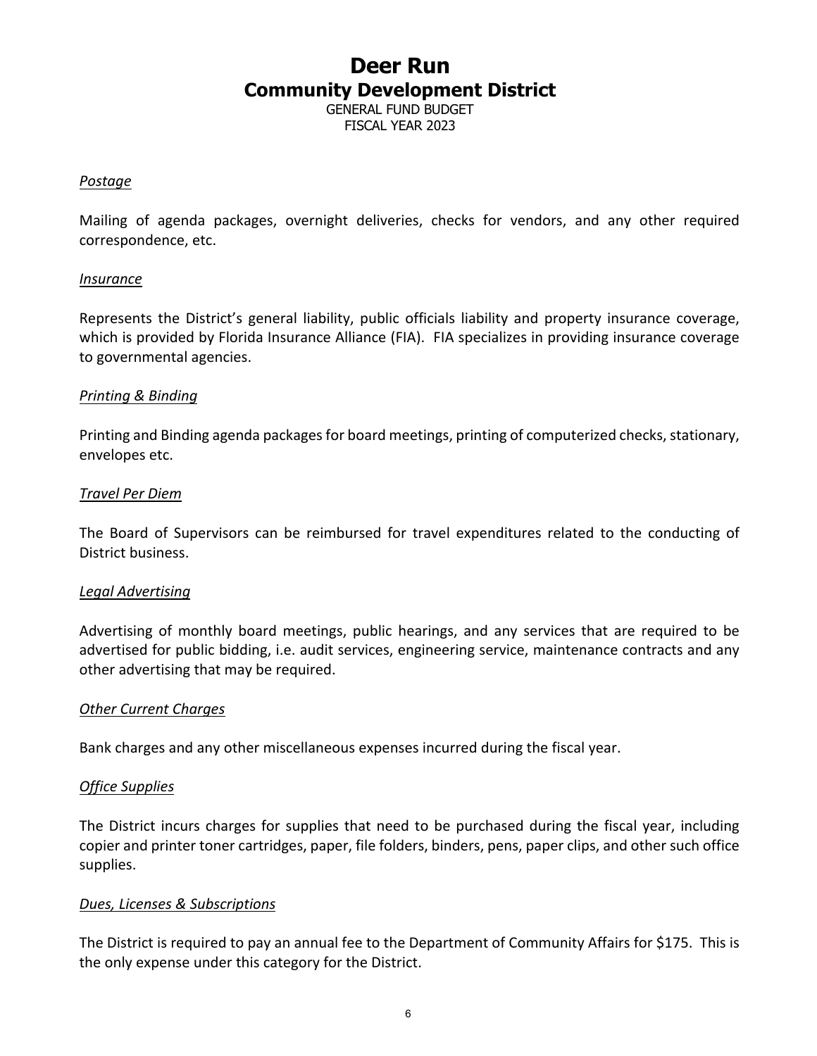# Deer Run
## Community Development District

GENERAL FUND BUDGET
FISCAL YEAR 2023

*Postage*

Mailing of agenda packages, overnight deliveries, checks for vendors, and any other required correspondence, etc.

*Insurance*

Represents the District's general liability, public officials liability and property insurance coverage, which is provided by Florida Insurance Alliance (FIA). FIA specializes in providing insurance coverage to governmental agencies.

*Printing & Binding*

Printing and Binding agenda packages for board meetings, printing of computerized checks, stationary, envelopes etc.

*Travel Per Diem*

The Board of Supervisors can be reimbursed for travel expenditures related to the conducting of District business.

*Legal Advertising*

Advertising of monthly board meetings, public hearings, and any services that are required to be advertised for public bidding, i.e. audit services, engineering service, maintenance contracts and any other advertising that may be required.

*Other Current Charges*

Bank charges and any other miscellaneous expenses incurred during the fiscal year.

*Office Supplies*

The District incurs charges for supplies that need to be purchased during the fiscal year, including copier and printer toner cartridges, paper, file folders, binders, pens, paper clips, and other such office supplies.

*Dues, Licenses & Subscriptions*

The District is required to pay an annual fee to the Department of Community Affairs for $175. This is the only expense under this category for the District.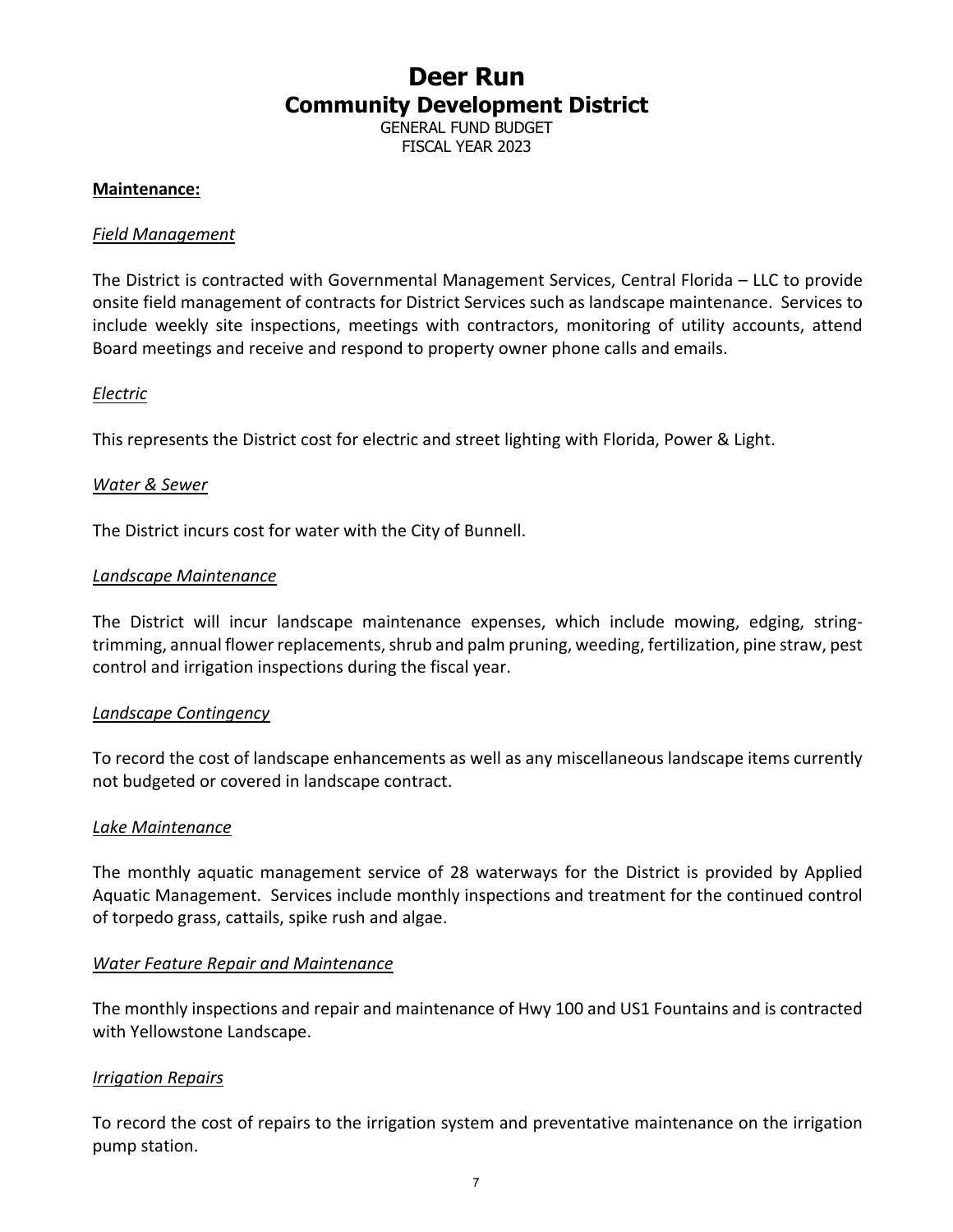# Deer Run
## Community Development District

GENERAL FUND BUDGET
FISCAL YEAR 2023

**Maintenance:**

*Field Management*

The District is contracted with Governmental Management Services, Central Florida – LLC to provide onsite field management of contracts for District Services such as landscape maintenance. Services to include weekly site inspections, meetings with contractors, monitoring of utility accounts, attend Board meetings and receive and respond to property owner phone calls and emails.

*Electric*

This represents the District cost for electric and street lighting with Florida, Power & Light.

*Water & Sewer*

The District incurs cost for water with the City of Bunnell.

*Landscape Maintenance*

The District will incur landscape maintenance expenses, which include mowing, edging, string-trimming, annual flower replacements, shrub and palm pruning, weeding, fertilization, pine straw, pest control and irrigation inspections during the fiscal year.

*Landscape Contingency*

To record the cost of landscape enhancements as well as any miscellaneous landscape items currently not budgeted or covered in landscape contract.

*Lake Maintenance*

The monthly aquatic management service of 28 waterways for the District is provided by Applied Aquatic Management. Services include monthly inspections and treatment for the continued control of torpedo grass, cattails, spike rush and algae.

*Water Feature Repair and Maintenance*

The monthly inspections and repair and maintenance of Hwy 100 and US1 Fountains and is contracted with Yellowstone Landscape.

*Irrigation Repairs*

To record the cost of repairs to the irrigation system and preventative maintenance on the irrigation pump station.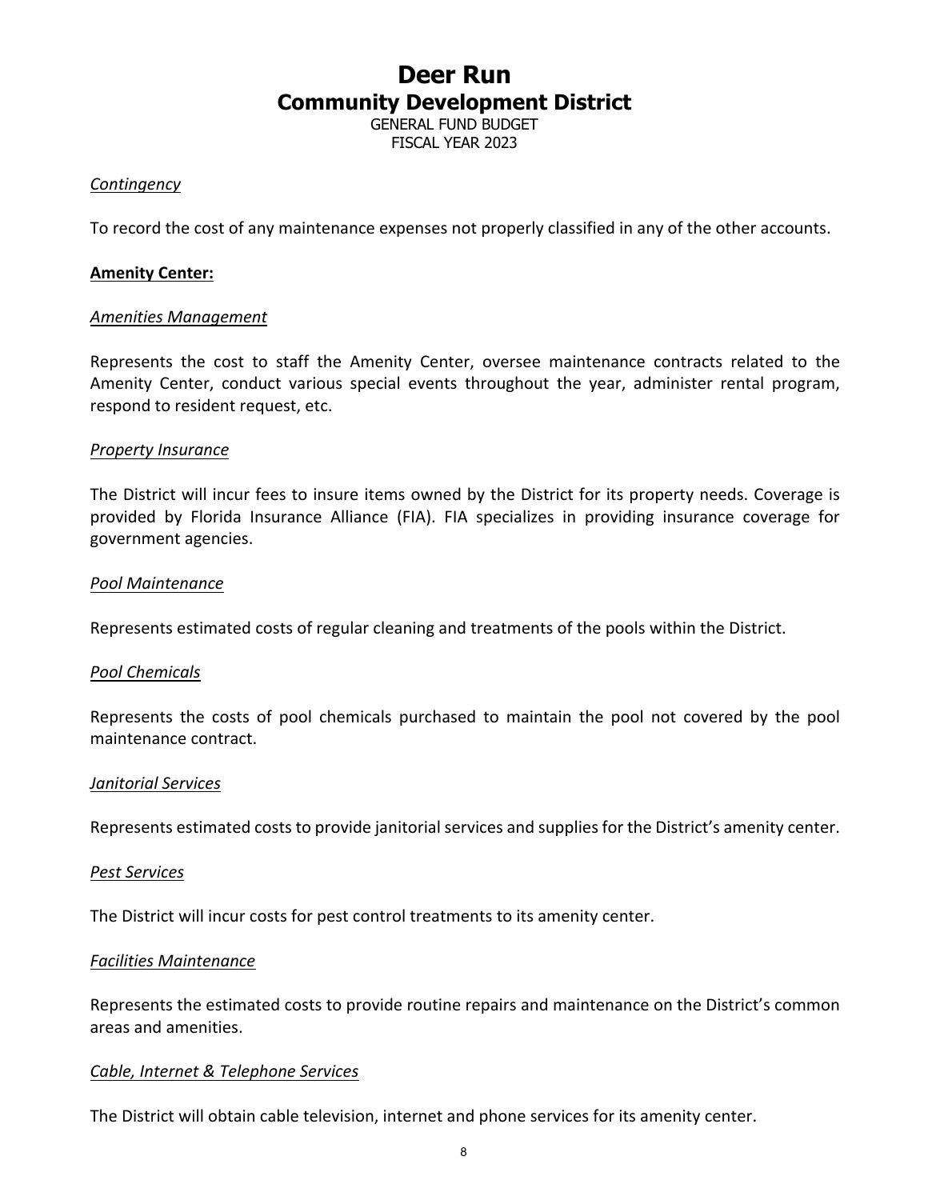# Deer Run
## Community Development District

GENERAL FUND BUDGET
FISCAL YEAR 2023

*Contingency*

To record the cost of any maintenance expenses not properly classified in any of the other accounts.

**Amenity Center:**

*Amenities Management*

Represents the cost to staff the Amenity Center, oversee maintenance contracts related to the Amenity Center, conduct various special events throughout the year, administer rental program, respond to resident request, etc.

*Property Insurance*

The District will incur fees to insure items owned by the District for its property needs. Coverage is provided by Florida Insurance Alliance (FIA). FIA specializes in providing insurance coverage for government agencies.

*Pool Maintenance*

Represents estimated costs of regular cleaning and treatments of the pools within the District.

*Pool Chemicals*

Represents the costs of pool chemicals purchased to maintain the pool not covered by the pool maintenance contract.

*Janitorial Services*

Represents estimated costs to provide janitorial services and supplies for the District's amenity center.

*Pest Services*

The District will incur costs for pest control treatments to its amenity center.

*Facilities Maintenance*

Represents the estimated costs to provide routine repairs and maintenance on the District's common areas and amenities.

*Cable, Internet & Telephone Services*

The District will obtain cable television, internet and phone services for its amenity center.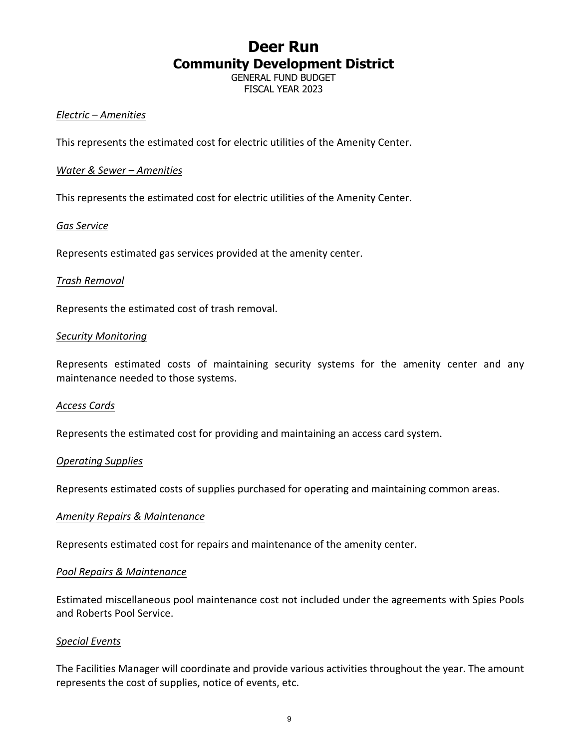# Deer Run
## Community Development District

GENERAL FUND BUDGET
FISCAL YEAR 2023

*Electric – Amenities*

This represents the estimated cost for electric utilities of the Amenity Center.

*Water & Sewer – Amenities*

This represents the estimated cost for electric utilities of the Amenity Center.

*Gas Service*

Represents estimated gas services provided at the amenity center.

*Trash Removal*

Represents the estimated cost of trash removal.

*Security Monitoring*

Represents estimated costs of maintaining security systems for the amenity center and any maintenance needed to those systems.

*Access Cards*

Represents the estimated cost for providing and maintaining an access card system.

*Operating Supplies*

Represents estimated costs of supplies purchased for operating and maintaining common areas.

*Amenity Repairs & Maintenance*

Represents estimated cost for repairs and maintenance of the amenity center.

*Pool Repairs & Maintenance*

Estimated miscellaneous pool maintenance cost not included under the agreements with Spies Pools and Roberts Pool Service.

*Special Events*

The Facilities Manager will coordinate and provide various activities throughout the year. The amount represents the cost of supplies, notice of events, etc.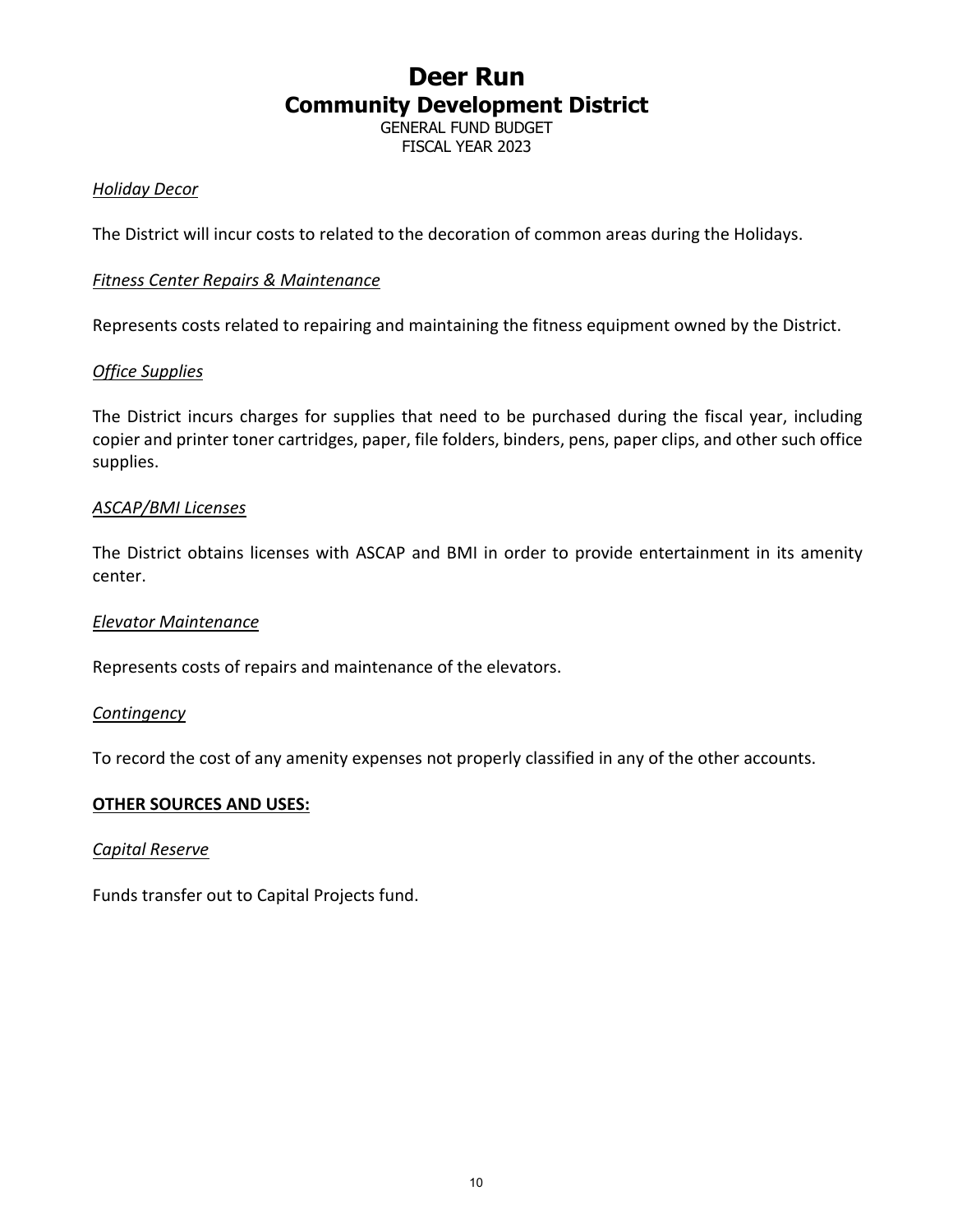# Deer Run
## Community Development District
GENERAL FUND BUDGET
FISCAL YEAR 2023

*Holiday Decor*

The District will incur costs to related to the decoration of common areas during the Holidays.

*Fitness Center Repairs & Maintenance*

Represents costs related to repairing and maintaining the fitness equipment owned by the District.

*Office Supplies*

The District incurs charges for supplies that need to be purchased during the fiscal year, including copier and printer toner cartridges, paper, file folders, binders, pens, paper clips, and other such office supplies.

*ASCAP/BMI Licenses*

The District obtains licenses with ASCAP and BMI in order to provide entertainment in its amenity center.

*Elevator Maintenance*

Represents costs of repairs and maintenance of the elevators.

*Contingency*

To record the cost of any amenity expenses not properly classified in any of the other accounts.

**OTHER SOURCES AND USES:**

*Capital Reserve*

Funds transfer out to Capital Projects fund.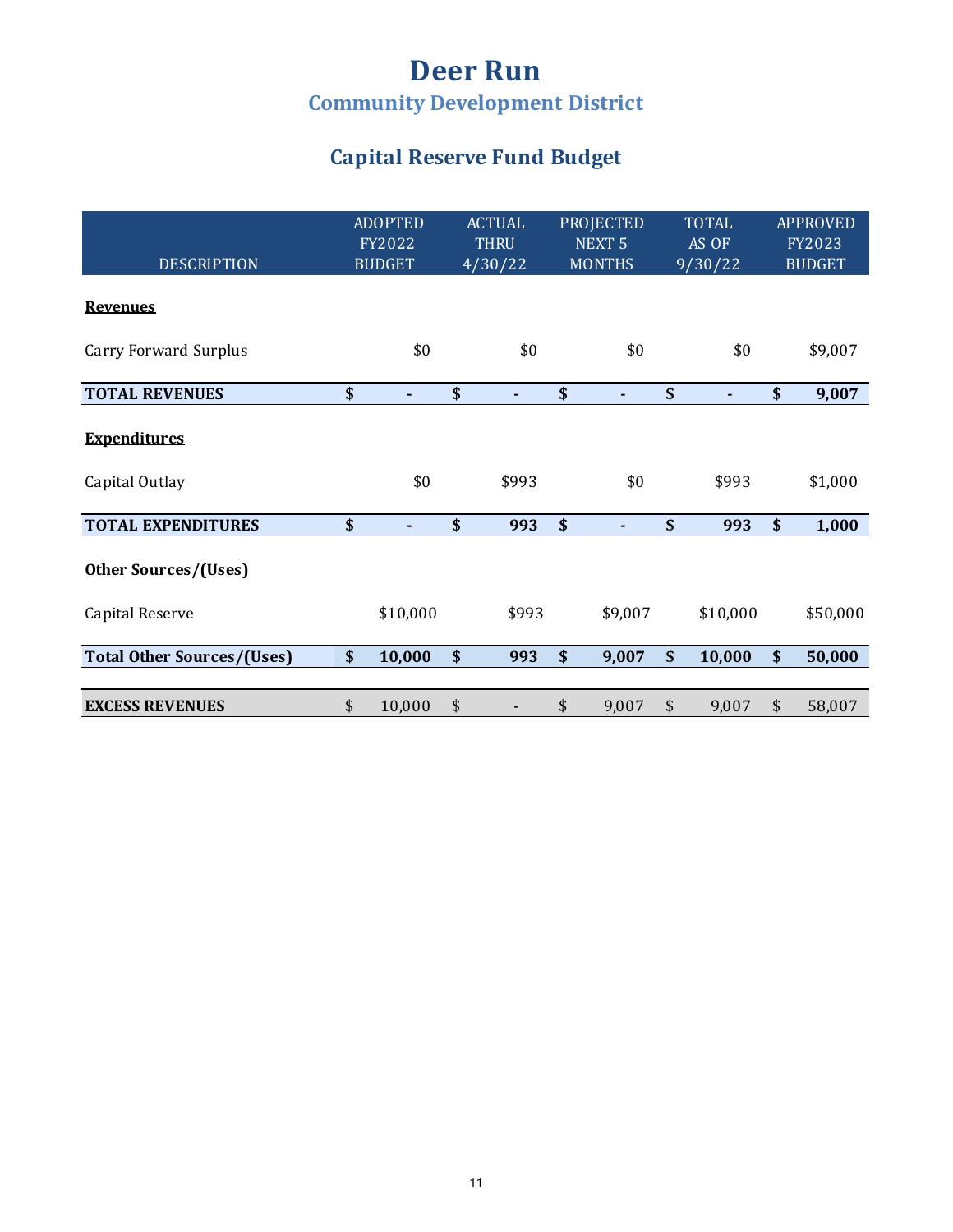# Deer Run

## Community Development District

## Capital Reserve Fund Budget

| DESCRIPTION | ADOPTED FY2022 BUDGET | ACTUAL THRU 4/30/22 | PROJECTED NEXT 5 MONTHS | TOTAL AS OF 9/30/22 | APPROVED FY2023 BUDGET |
|---|---|---|---|---|---|
| **Revenues** | | | | | |
| Carry Forward Surplus | $0 | $0 | $0 | $0 | $9,007 |
| **TOTAL REVENUES** | **$ -** | **$ -** | **$ -** | **$ -** | **$ 9,007** |
| **Expenditures** | | | | | |
| Capital Outlay | $0 | $993 | $0 | $993 | $1,000 |
| **TOTAL EXPENDITURES** | **$ -** | **$ 993** | **$ -** | **$ 993** | **$ 1,000** |
| **Other Sources/(Uses)** | | | | | |
| Capital Reserve | $10,000 | $993 | $9,007 | $10,000 | $50,000 |
| **Total Other Sources/(Uses)** | **$ 10,000** | **$ 993** | **$ 9,007** | **$ 10,000** | **$ 50,000** |
| **EXCESS REVENUES** | $ 10,000 | $ - | $ 9,007 | $ 9,007 | $ 58,007 |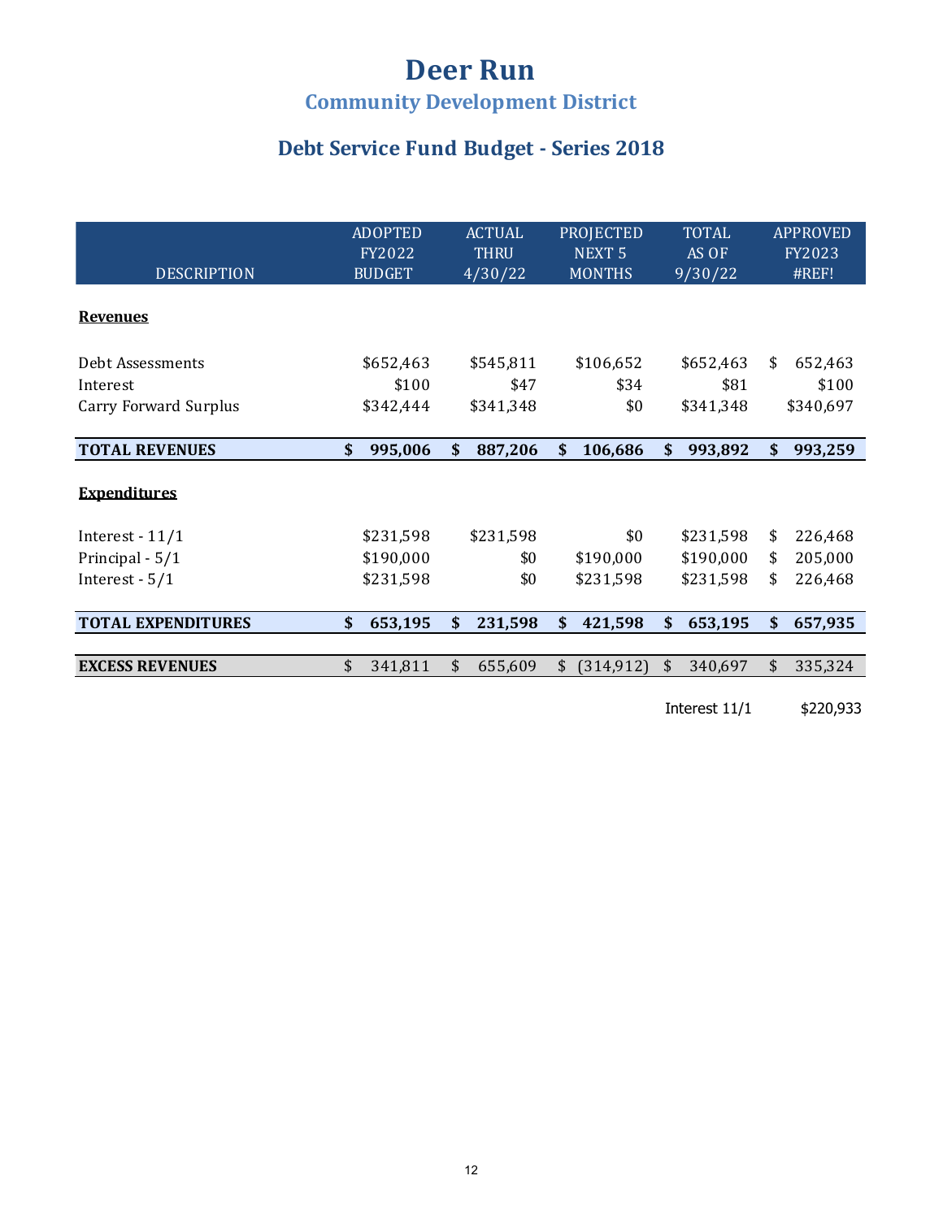# Deer Run

## Community Development District

## Debt Service Fund Budget - Series 2018

| DESCRIPTION | ADOPTED FY2022 BUDGET | ACTUAL THRU 4/30/22 | PROJECTED NEXT 5 MONTHS | TOTAL AS OF 9/30/22 | APPROVED FY2023 #REF! |
|---|---|---|---|---|---|
| **Revenues** | | | | | |
| Debt Assessments | $652,463 | $545,811 | $106,652 | $652,463 | $ 652,463 |
| Interest | $100 | $47 | $34 | $81 | $100 |
| Carry Forward Surplus | $342,444 | $341,348 | $0 | $341,348 | $340,697 |
| **TOTAL REVENUES** | **$ 995,006** | **$ 887,206** | **$ 106,686** | **$ 993,892** | **$ 993,259** |
| **Expenditures** | | | | | |
| Interest - 11/1 | $231,598 | $231,598 | $0 | $231,598 | $ 226,468 |
| Principal - 5/1 | $190,000 | $0 | $190,000 | $190,000 | $ 205,000 |
| Interest - 5/1 | $231,598 | $0 | $231,598 | $231,598 | $ 226,468 |
| **TOTAL EXPENDITURES** | **$ 653,195** | **$ 231,598** | **$ 421,598** | **$ 653,195** | **$ 657,935** |
| **EXCESS REVENUES** | $ 341,811 | $ 655,609 | $ (314,912) | $ 340,697 | $ 335,324 |

Interest 11/1 $220,933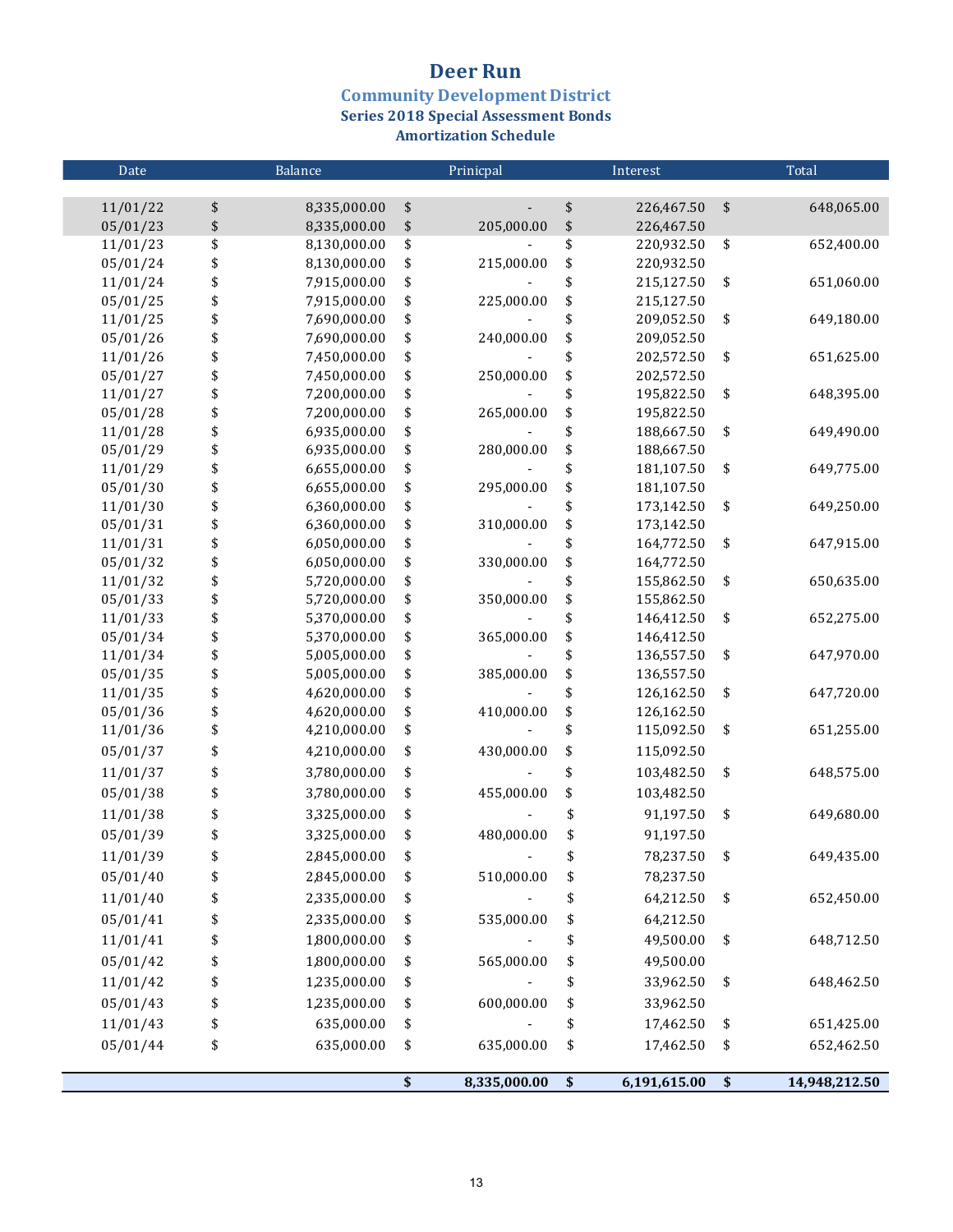# Deer Run

## Community Development District

### Series 2018 Special Assessment Bonds

### Amortization Schedule

| Date | Balance | Prinicpal | Interest | Total |
|---|---|---|---|---|
| 11/01/22 | $ 8,335,000.00 | $ - | $ 226,467.50 | $ 648,065.00 |
| 05/01/23 | $ 8,335,000.00 | $ 205,000.00 | $ 226,467.50 | |
| 11/01/23 | $ 8,130,000.00 | $ - | $ 220,932.50 | $ 652,400.00 |
| 05/01/24 | $ 8,130,000.00 | $ 215,000.00 | $ 220,932.50 | |
| 11/01/24 | $ 7,915,000.00 | $ - | $ 215,127.50 | $ 651,060.00 |
| 05/01/25 | $ 7,915,000.00 | $ 225,000.00 | $ 215,127.50 | |
| 11/01/25 | $ 7,690,000.00 | $ - | $ 209,052.50 | $ 649,180.00 |
| 05/01/26 | $ 7,690,000.00 | $ 240,000.00 | $ 209,052.50 | |
| 11/01/26 | $ 7,450,000.00 | $ - | $ 202,572.50 | $ 651,625.00 |
| 05/01/27 | $ 7,450,000.00 | $ 250,000.00 | $ 202,572.50 | |
| 11/01/27 | $ 7,200,000.00 | $ - | $ 195,822.50 | $ 648,395.00 |
| 05/01/28 | $ 7,200,000.00 | $ 265,000.00 | $ 195,822.50 | |
| 11/01/28 | $ 6,935,000.00 | $ - | $ 188,667.50 | $ 649,490.00 |
| 05/01/29 | $ 6,935,000.00 | $ 280,000.00 | $ 188,667.50 | |
| 11/01/29 | $ 6,655,000.00 | $ - | $ 181,107.50 | $ 649,775.00 |
| 05/01/30 | $ 6,655,000.00 | $ 295,000.00 | $ 181,107.50 | |
| 11/01/30 | $ 6,360,000.00 | $ - | $ 173,142.50 | $ 649,250.00 |
| 05/01/31 | $ 6,360,000.00 | $ 310,000.00 | $ 173,142.50 | |
| 11/01/31 | $ 6,050,000.00 | $ - | $ 164,772.50 | $ 647,915.00 |
| 05/01/32 | $ 6,050,000.00 | $ 330,000.00 | $ 164,772.50 | |
| 11/01/32 | $ 5,720,000.00 | $ - | $ 155,862.50 | $ 650,635.00 |
| 05/01/33 | $ 5,720,000.00 | $ 350,000.00 | $ 155,862.50 | |
| 11/01/33 | $ 5,370,000.00 | $ - | $ 146,412.50 | $ 652,275.00 |
| 05/01/34 | $ 5,370,000.00 | $ 365,000.00 | $ 146,412.50 | |
| 11/01/34 | $ 5,005,000.00 | $ - | $ 136,557.50 | $ 647,970.00 |
| 05/01/35 | $ 5,005,000.00 | $ 385,000.00 | $ 136,557.50 | |
| 11/01/35 | $ 4,620,000.00 | $ - | $ 126,162.50 | $ 647,720.00 |
| 05/01/36 | $ 4,620,000.00 | $ 410,000.00 | $ 126,162.50 | |
| 11/01/36 | $ 4,210,000.00 | $ - | $ 115,092.50 | $ 651,255.00 |
| 05/01/37 | $ 4,210,000.00 | $ 430,000.00 | $ 115,092.50 | |
| 11/01/37 | $ 3,780,000.00 | $ - | $ 103,482.50 | $ 648,575.00 |
| 05/01/38 | $ 3,780,000.00 | $ 455,000.00 | $ 103,482.50 | |
| 11/01/38 | $ 3,325,000.00 | $ - | $ 91,197.50 | $ 649,680.00 |
| 05/01/39 | $ 3,325,000.00 | $ 480,000.00 | $ 91,197.50 | |
| 11/01/39 | $ 2,845,000.00 | $ - | $ 78,237.50 | $ 649,435.00 |
| 05/01/40 | $ 2,845,000.00 | $ 510,000.00 | $ 78,237.50 | |
| 11/01/40 | $ 2,335,000.00 | $ - | $ 64,212.50 | $ 652,450.00 |
| 05/01/41 | $ 2,335,000.00 | $ 535,000.00 | $ 64,212.50 | |
| 11/01/41 | $ 1,800,000.00 | $ - | $ 49,500.00 | $ 648,712.50 |
| 05/01/42 | $ 1,800,000.00 | $ 565,000.00 | $ 49,500.00 | |
| 11/01/42 | $ 1,235,000.00 | $ - | $ 33,962.50 | $ 648,462.50 |
| 05/01/43 | $ 1,235,000.00 | $ 600,000.00 | $ 33,962.50 | |
| 11/01/43 | $ 635,000.00 | $ - | $ 17,462.50 | $ 651,425.00 |
| 05/01/44 | $ 635,000.00 | $ 635,000.00 | $ 17,462.50 | $ 652,462.50 |
| | | **$ 8,335,000.00** | **$ 6,191,615.00** | **$ 14,948,212.50** |